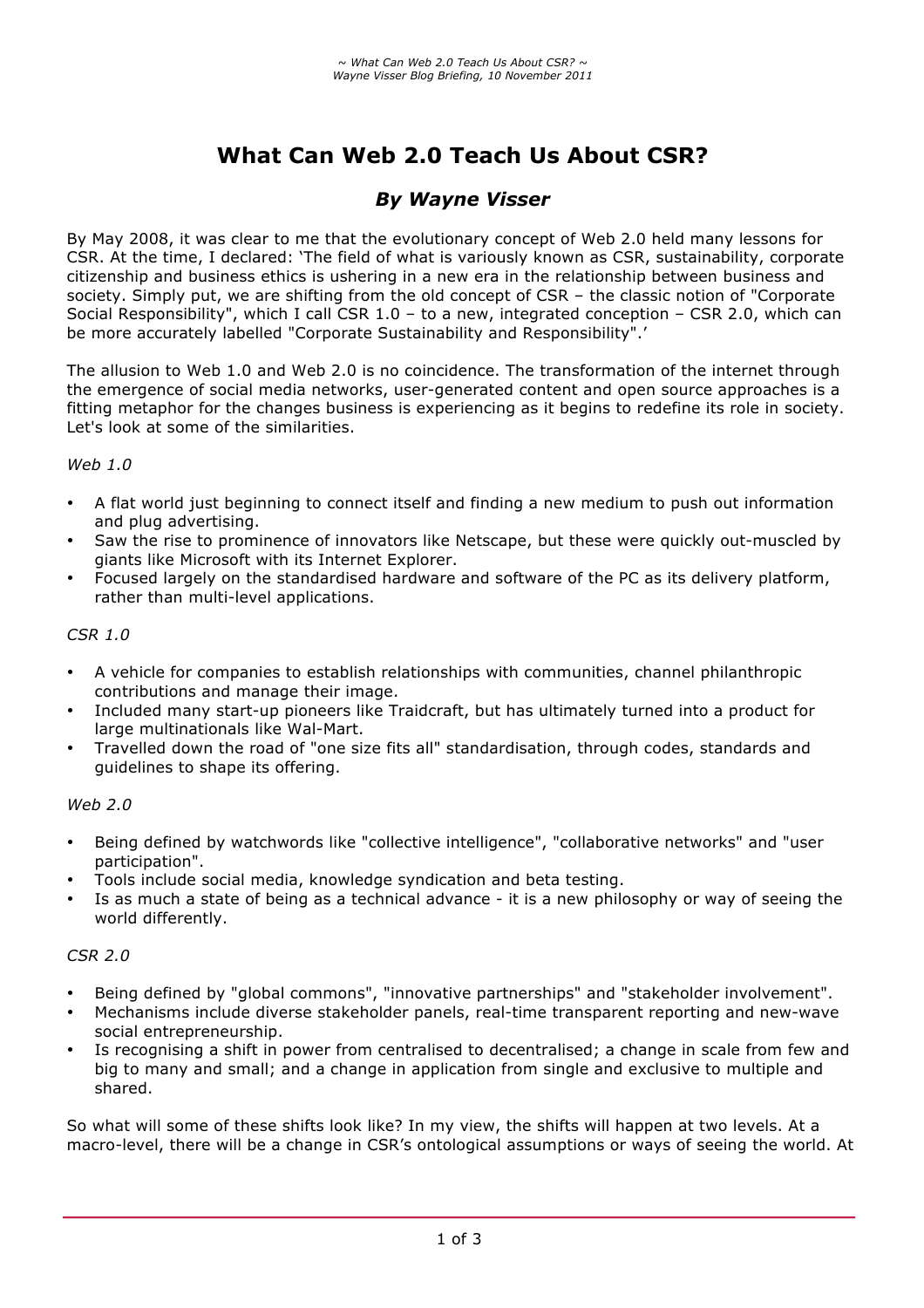# What Can Web 2.0 Teach Us About CSR?

## *By Wayne Visser*

By May 2008, it was clear to me that the evolutionary concept of Web 2.0 held many lessons for CSR. At the time, I declared: 'The field of what is variously known as CSR, sustainability, corporate citizenship and business ethics is ushering in a new era in the relationship between business and society. Simply put, we are shifting from the old concept of CSR – the classic notion of "Corporate Social Responsibility", which I call CSR 1.0 – to a new, integrated conception – CSR 2.0, which can be more accurately labelled "Corporate Sustainability and Responsibility".'

The allusion to Web 1.0 and Web 2.0 is no coincidence. The transformation of the internet through the emergence of social media networks, user-generated content and open source approaches is a fitting metaphor for the changes business is experiencing as it begins to redefine its role in society. Let's look at some of the similarities.

*Web 1.0*

- A flat world just beginning to connect itself and finding a new medium to push out information and plug advertising.
- Saw the rise to prominence of innovators like Netscape, but these were quickly out-muscled by giants like Microsoft with its Internet Explorer.
- Focused largely on the standardised hardware and software of the PC as its delivery platform, rather than multi-level applications.

*CSR 1.0*

- A vehicle for companies to establish relationships with communities, channel philanthropic contributions and manage their image.
- Included many start-up pioneers like Traidcraft, but has ultimately turned into a product for large multinationals like Wal-Mart.
- Travelled down the road of "one size fits all" standardisation, through codes, standards and guidelines to shape its offering.

*Web 2.0*

- Being defined by watchwords like "collective intelligence", "collaborative networks" and "user participation".
- Tools include social media, knowledge syndication and beta testing.
- Is as much a state of being as a technical advance - it is a new philosophy or way of seeing the world differently.

*CSR 2.0*

- Being defined by "global commons", "innovative partnerships" and "stakeholder involvement".
- Mechanisms include diverse stakeholder panels, real-time transparent reporting and new-wave social entrepreneurship.
- Is recognising a shift in power from centralised to decentralised; a change in scale from few and big to many and small; and a change in application from single and exclusive to multiple and shared.

So what will some of these shifts look like? In my view, the shifts will happen at two levels. At a macro-level, there will be a change in CSR's ontological assumptions or ways of seeing the world. At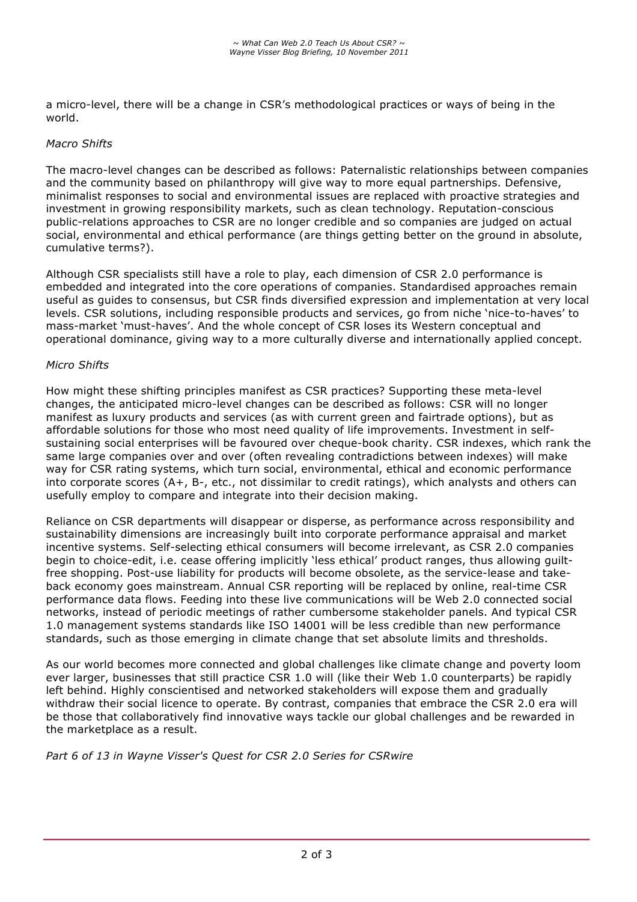a micro-level, there will be a change in CSR's methodological practices or ways of being in the world.

*Macro Shifts*

The macro-level changes can be described as follows: Paternalistic relationships between companies and the community based on philanthropy will give way to more equal partnerships. Defensive, minimalist responses to social and environmental issues are replaced with proactive strategies and investment in growing responsibility markets, such as clean technology. Reputation-conscious public-relations approaches to CSR are no longer credible and so companies are judged on actual social, environmental and ethical performance (are things getting better on the ground in absolute, cumulative terms?).

Although CSR specialists still have a role to play, each dimension of CSR 2.0 performance is embedded and integrated into the core operations of companies. Standardised approaches remain useful as guides to consensus, but CSR finds diversified expression and implementation at very local levels. CSR solutions, including responsible products and services, go from niche 'nice-to-haves' to mass-market 'must-haves'. And the whole concept of CSR loses its Western conceptual and operational dominance, giving way to a more culturally diverse and internationally applied concept.

*Micro Shifts*

How might these shifting principles manifest as CSR practices? Supporting these meta-level changes, the anticipated micro-level changes can be described as follows: CSR will no longer manifest as luxury products and services (as with current green and fairtrade options), but as affordable solutions for those who most need quality of life improvements. Investment in self-sustaining social enterprises will be favoured over cheque-book charity. CSR indexes, which rank the same large companies over and over (often revealing contradictions between indexes) will make way for CSR rating systems, which turn social, environmental, ethical and economic performance into corporate scores (A+, B-, etc., not dissimilar to credit ratings), which analysts and others can usefully employ to compare and integrate into their decision making.

Reliance on CSR departments will disappear or disperse, as performance across responsibility and sustainability dimensions are increasingly built into corporate performance appraisal and market incentive systems. Self-selecting ethical consumers will become irrelevant, as CSR 2.0 companies begin to choice-edit, i.e. cease offering implicitly 'less ethical' product ranges, thus allowing guilt-free shopping. Post-use liability for products will become obsolete, as the service-lease and take-back economy goes mainstream. Annual CSR reporting will be replaced by online, real-time CSR performance data flows. Feeding into these live communications will be Web 2.0 connected social networks, instead of periodic meetings of rather cumbersome stakeholder panels. And typical CSR 1.0 management systems standards like ISO 14001 will be less credible than new performance standards, such as those emerging in climate change that set absolute limits and thresholds.

As our world becomes more connected and global challenges like climate change and poverty loom ever larger, businesses that still practice CSR 1.0 will (like their Web 1.0 counterparts) be rapidly left behind. Highly conscientised and networked stakeholders will expose them and gradually withdraw their social licence to operate. By contrast, companies that embrace the CSR 2.0 era will be those that collaboratively find innovative ways tackle our global challenges and be rewarded in the marketplace as a result.

*Part 6 of 13 in Wayne Visser's Quest for CSR 2.0 Series for CSRwire*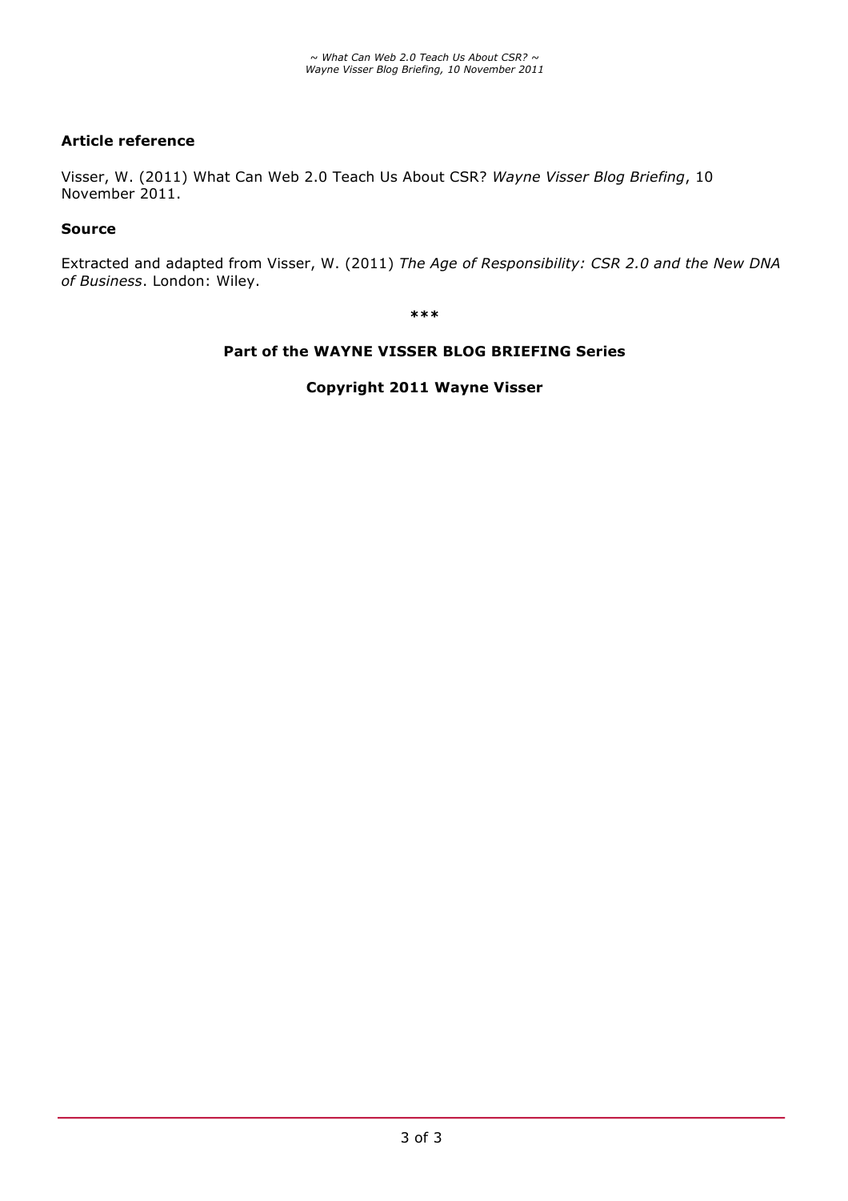### Article reference

Visser, W. (2011) What Can Web 2.0 Teach Us About CSR? *Wayne Visser Blog Briefing*, 10 November 2011.

### Source

Extracted and adapted from Visser, W. (2011) *The Age of Responsibility: CSR 2.0 and the New DNA of Business*. London: Wiley.

**\*\*\***

**Part of the WAYNE VISSER BLOG BRIEFING Series**

**Copyright 2011 Wayne Visser**